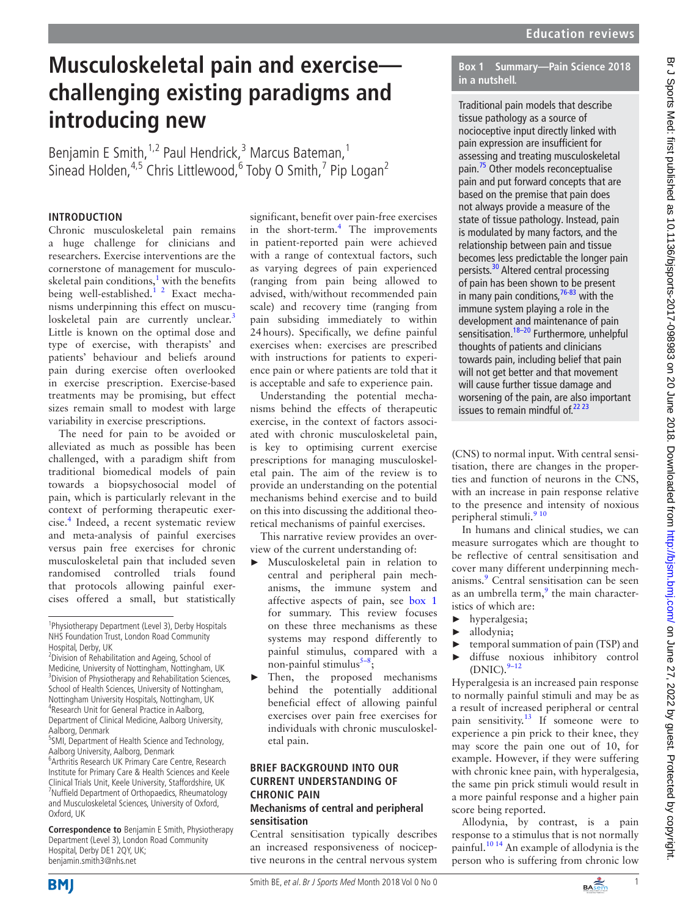# Musculoskeletal pain and exercise—challenging existing paradigms and introducing new

Benjamin E Smith,[1,2] Paul Hendrick,[3] Marcus Bateman,[1] Sinead Holden,[4,5] Chris Littlewood,[6] Toby O Smith,[7] Pip Logan[2]

[1]Physiotherapy Department (Level 3), Derby Hospitals NHS Foundation Trust, London Road Community Hospital, Derby, UK
[2]Division of Rehabilitation and Ageing, School of Medicine, University of Nottingham, Nottingham, UK
[3]Division of Physiotherapy and Rehabilitation Sciences, School of Health Sciences, University of Nottingham, Nottingham University Hospitals, Nottingham, UK
[4]Research Unit for General Practice in Aalborg, Department of Clinical Medicine, Aalborg University, Aalborg, Denmark
[5]SMI, Department of Health Science and Technology, Aalborg University, Aalborg, Denmark
[6]Arthritis Research UK Primary Care Centre, Research Institute for Primary Care & Health Sciences and Keele Clinical Trials Unit, Keele University, Staffordshire, UK
[7]Nuffield Department of Orthopaedics, Rheumatology and Musculoskeletal Sciences, University of Oxford, Oxford, UK

**Correspondence to** Benjamin E Smith, Physiotherapy Department (Level 3), London Road Community Hospital, Derby DE1 2QY, UK; benjamin.smith3@nhs.net

## INTRODUCTION

Chronic musculoskeletal pain remains a huge challenge for clinicians and researchers. Exercise interventions are the cornerstone of management for musculoskeletal pain conditions,[1] with the benefits being well-established.[1 2] Exact mechanisms underpinning this effect on musculoskeletal pain are currently unclear.[3] Little is known on the optimal dose and type of exercise, with therapists' and patients' behaviour and beliefs around pain during exercise often overlooked in exercise prescription. Exercise-based treatments may be promising, but effect sizes remain small to modest with large variability in exercise prescriptions.

The need for pain to be avoided or alleviated as much as possible has been challenged, with a paradigm shift from traditional biomedical models of pain towards a biopsychosocial model of pain, which is particularly relevant in the context of performing therapeutic exercise.[4] Indeed, a recent systematic review and meta-analysis of painful exercises versus pain free exercises for chronic musculoskeletal pain that included seven randomised controlled trials found that protocols allowing painful exercises offered a small, but statistically significant, benefit over pain-free exercises in the short-term.[4] The improvements in patient-reported pain were achieved with a range of contextual factors, such as varying degrees of pain experienced (ranging from pain being allowed to advised, with/without recommended pain scale) and recovery time (ranging from pain subsiding immediately to within 24 hours). Specifically, we define painful exercises when: exercises are prescribed with instructions for patients to experience pain or where patients are told that it is acceptable and safe to experience pain.

Understanding the potential mechanisms behind the effects of therapeutic exercise, in the context of factors associated with chronic musculoskeletal pain, is key to optimising current exercise prescriptions for managing musculoskeletal pain. The aim of the review is to provide an understanding on the potential mechanisms behind exercise and to build on this into discussing the additional theoretical mechanisms of painful exercises.

This narrative review provides an overview of the current understanding of:

- Musculoskeletal pain in relation to central and peripheral pain mechanisms, the immune system and affective aspects of pain, see box 1 for summary. This review focuses on these three mechanisms as these systems may respond differently to painful stimulus, compared with a non-painful stimulus[5–8];
- Then, the proposed mechanisms behind the potentially additional beneficial effect of allowing painful exercises over pain free exercises for individuals with chronic musculoskeletal pain.

**Box 1 Summary—Pain Science 2018 in a nutshell.**

Traditional pain models that describe tissue pathology as a source of nocioceptive input directly linked with pain expression are insufficient for assessing and treating musculoskeletal pain.[75] Other models reconceptualise pain and put forward concepts that are based on the premise that pain does not always provide a measure of the state of tissue pathology. Instead, pain is modulated by many factors, and the relationship between pain and tissue becomes less predictable the longer pain persists.[30] Altered central processing of pain has been shown to be present in many pain conditions,[76-83] with the immune system playing a role in the development and maintenance of pain sensitisation.[18–20] Furthermore, unhelpful thoughts of patients and clinicians towards pain, including belief that pain will not get better and that movement will cause further tissue damage and worsening of the pain, are also important issues to remain mindful of.[22 23]

## BRIEF BACKGROUND INTO OUR CURRENT UNDERSTANDING OF CHRONIC PAIN

### Mechanisms of central and peripheral sensitisation

Central sensitisation typically describes an increased responsiveness of nociceptive neurons in the central nervous system (CNS) to normal input. With central sensitisation, there are changes in the properties and function of neurons in the CNS, with an increase in pain response relative to the presence and intensity of noxious peripheral stimuli.[9 10]

In humans and clinical studies, we can measure surrogates which are thought to be reflective of central sensitisation and cover many different underpinning mechanisms.[9] Central sensitisation can be seen as an umbrella term,[9] the main characteristics of which are:

- hyperalgesia;
- allodynia;
- temporal summation of pain (TSP) and
- diffuse noxious inhibitory control (DNIC).[9–12]

Hyperalgesia is an increased pain response to normally painful stimuli and may be as a result of increased peripheral or central pain sensitivity.[13] If someone were to experience a pin prick to their knee, they may score the pain one out of 10, for example. However, if they were suffering with chronic knee pain, with hyperalgesia, the same pin prick stimuli would result in a more painful response and a higher pain score being reported.

Allodynia, by contrast, is a pain response to a stimulus that is not normally painful.[10 14] An example of allodynia is the person who is suffering from chronic low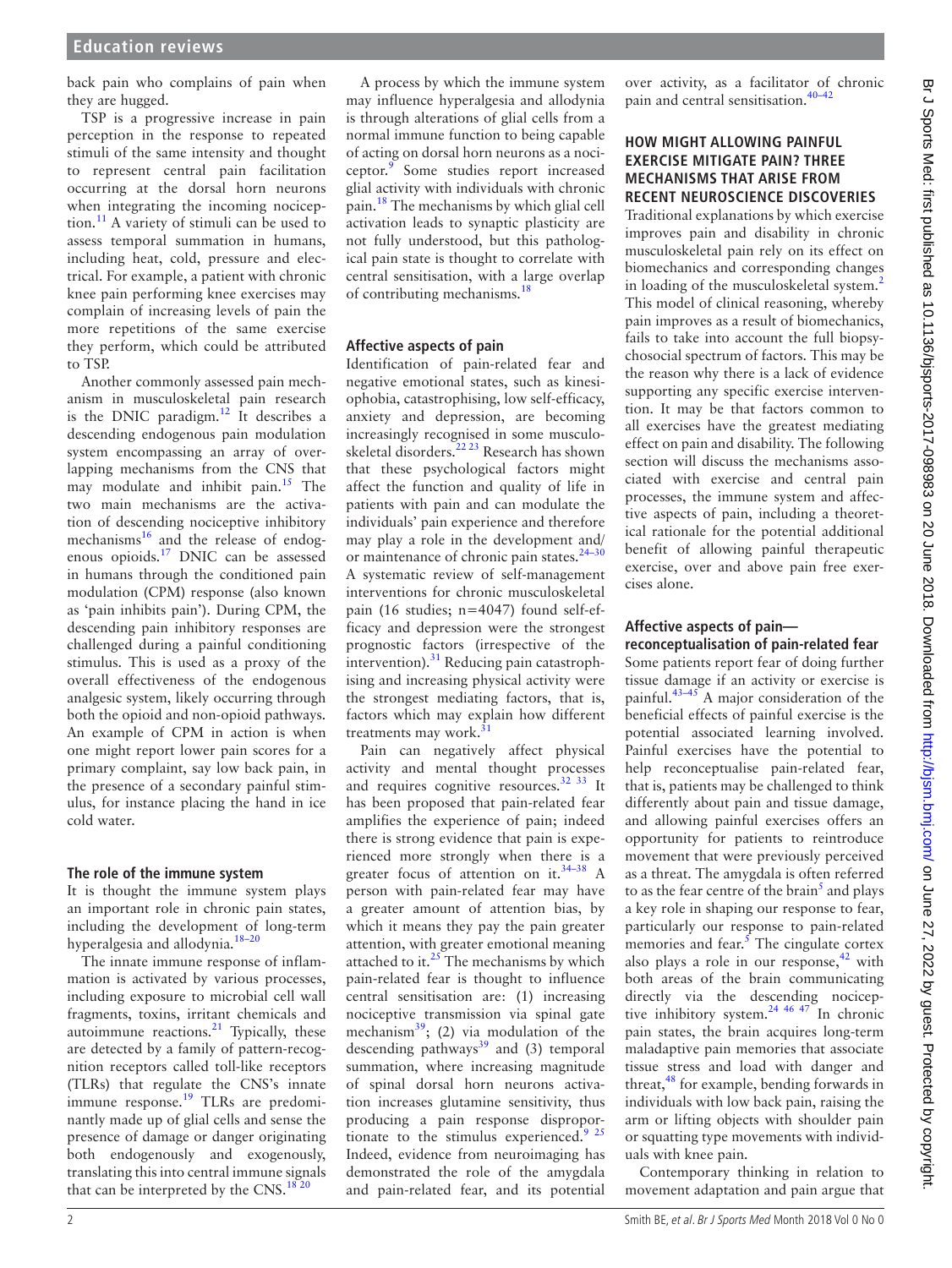back pain who complains of pain when they are hugged.

TSP is a progressive increase in pain perception in the response to repeated stimuli of the same intensity and thought to represent central pain facilitation occurring at the dorsal horn neurons when integrating the incoming nociception.[11] A variety of stimuli can be used to assess temporal summation in humans, including heat, cold, pressure and electrical. For example, a patient with chronic knee pain performing knee exercises may complain of increasing levels of pain the more repetitions of the same exercise they perform, which could be attributed to TSP.

Another commonly assessed pain mechanism in musculoskeletal pain research is the DNIC paradigm.[12] It describes a descending endogenous pain modulation system encompassing an array of overlapping mechanisms from the CNS that may modulate and inhibit pain.[15] The two main mechanisms are the activation of descending nociceptive inhibitory mechanisms[16] and the release of endogenous opioids.[17] DNIC can be assessed in humans through the conditioned pain modulation (CPM) response (also known as 'pain inhibits pain'). During CPM, the descending pain inhibitory responses are challenged during a painful conditioning stimulus. This is used as a proxy of the overall effectiveness of the endogenous analgesic system, likely occurring through both the opioid and non-opioid pathways. An example of CPM in action is when one might report lower pain scores for a primary complaint, say low back pain, in the presence of a secondary painful stimulus, for instance placing the hand in ice cold water.

### The role of the immune system

It is thought the immune system plays an important role in chronic pain states, including the development of long-term hyperalgesia and allodynia.[18–20]

The innate immune response of inflammation is activated by various processes, including exposure to microbial cell wall fragments, toxins, irritant chemicals and autoimmune reactions.[21] Typically, these are detected by a family of pattern-recognition receptors called toll-like receptors (TLRs) that regulate the CNS's innate immune response.[19] TLRs are predominantly made up of glial cells and sense the presence of damage or danger originating both endogenously and exogenously, translating this into central immune signals that can be interpreted by the CNS.[18 20]

A process by which the immune system may influence hyperalgesia and allodynia is through alterations of glial cells from a normal immune function to being capable of acting on dorsal horn neurons as a nociceptor.[9] Some studies report increased glial activity with individuals with chronic pain.[18] The mechanisms by which glial cell activation leads to synaptic plasticity are not fully understood, but this pathological pain state is thought to correlate with central sensitisation, with a large overlap of contributing mechanisms.[18]

### Affective aspects of pain

Identification of pain-related fear and negative emotional states, such as kinesiophobia, catastrophising, low self-efficacy, anxiety and depression, are becoming increasingly recognised in some musculoskeletal disorders.[22 23] Research has shown that these psychological factors might affect the function and quality of life in patients with pain and can modulate the individuals' pain experience and therefore may play a role in the development and/or maintenance of chronic pain states.[24–30] A systematic review of self-management interventions for chronic musculoskeletal pain (16 studies; n=4047) found self-efficacy and depression were the strongest prognostic factors (irrespective of the intervention).[31] Reducing pain catastrophising and increasing physical activity were the strongest mediating factors, that is, factors which may explain how different treatments may work.[31]

Pain can negatively affect physical activity and mental thought processes and requires cognitive resources.[32 33] It has been proposed that pain-related fear amplifies the experience of pain; indeed there is strong evidence that pain is experienced more strongly when there is a greater focus of attention on it.[34–38] A person with pain-related fear may have a greater amount of attention bias, by which it means they pay the pain greater attention, with greater emotional meaning attached to it.[25] The mechanisms by which pain-related fear is thought to influence central sensitisation are: (1) increasing nociceptive transmission via spinal gate mechanism[39]; (2) via modulation of the descending pathways[39] and (3) temporal summation, where increasing magnitude of spinal dorsal horn neurons activation increases glutamine sensitivity, thus producing a pain response disproportionate to the stimulus experienced.[9 25] Indeed, evidence from neuroimaging has demonstrated the role of the amygdala and pain-related fear, and its potential over activity, as a facilitator of chronic pain and central sensitisation.[40–42]

## HOW MIGHT ALLOWING PAINFUL EXERCISE MITIGATE PAIN? THREE MECHANISMS THAT ARISE FROM RECENT NEUROSCIENCE DISCOVERIES

Traditional explanations by which exercise improves pain and disability in chronic musculoskeletal pain rely on its effect on biomechanics and corresponding changes in loading of the musculoskeletal system.[2] This model of clinical reasoning, whereby pain improves as a result of biomechanics, fails to take into account the full biopsychosocial spectrum of factors. This may be the reason why there is a lack of evidence supporting any specific exercise intervention. It may be that factors common to all exercises have the greatest mediating effect on pain and disability. The following section will discuss the mechanisms associated with exercise and central pain processes, the immune system and affective aspects of pain, including a theoretical rationale for the potential additional benefit of allowing painful therapeutic exercise, over and above pain free exercises alone.

### Affective aspects of pain—reconceptualisation of pain-related fear

Some patients report fear of doing further tissue damage if an activity or exercise is painful.[43–45] A major consideration of the beneficial effects of painful exercise is the potential associated learning involved. Painful exercises have the potential to help reconceptualise pain-related fear, that is, patients may be challenged to think differently about pain and tissue damage, and allowing painful exercises offers an opportunity for patients to reintroduce movement that were previously perceived as a threat. The amygdala is often referred to as the fear centre of the brain[5] and plays a key role in shaping our response to fear, particularly our response to pain-related memories and fear.[5] The cingulate cortex also plays a role in our response,[42] with both areas of the brain communicating directly via the descending nociceptive inhibitory system.[24 46 47] In chronic pain states, the brain acquires long-term maladaptive pain memories that associate tissue stress and load with danger and threat,[48] for example, bending forwards in individuals with low back pain, raising the arm or lifting objects with shoulder pain or squatting type movements with individuals with knee pain.

Contemporary thinking in relation to movement adaptation and pain argue that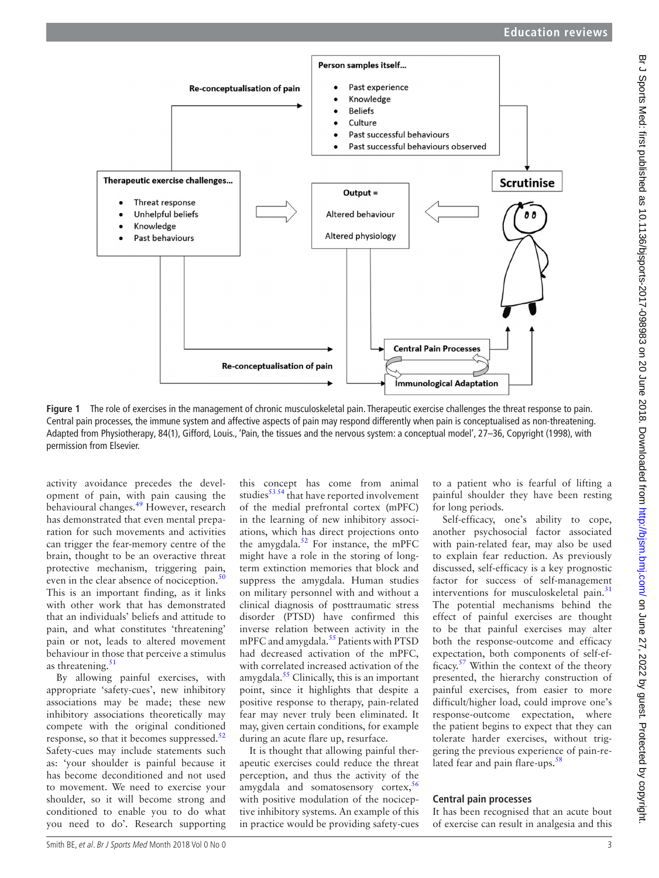**Figure 1** The role of exercises in the management of chronic musculoskeletal pain. Therapeutic exercise challenges the threat response to pain. Central pain processes, the immune system and affective aspects of pain may respond differently when pain is conceptualised as non-threatening. Adapted from Physiotherapy, 84(1), Gifford, Louis., 'Pain, the tissues and the nervous system: a conceptual model', 27–36, Copyright (1998), with permission from Elsevier.

activity avoidance precedes the development of pain, with pain causing the behavioural changes.[49] However, research has demonstrated that even mental preparation for such movements and activities can trigger the fear-memory centre of the brain, thought to be an overactive threat protective mechanism, triggering pain, even in the clear absence of nociception.[50] This is an important finding, as it links with other work that has demonstrated that an individuals' beliefs and attitude to pain, and what constitutes 'threatening' pain or not, leads to altered movement behaviour in those that perceive a stimulus as threatening.[51]

By allowing painful exercises, with appropriate 'safety-cues', new inhibitory associations may be made; these new inhibitory associations theoretically may compete with the original conditioned response, so that it becomes suppressed.[52] Safety-cues may include statements such as: 'your shoulder is painful because it has become deconditioned and not used to movement. We need to exercise your shoulder, so it will become strong and conditioned to enable you to do what you need to do'. Research supporting this concept has come from animal studies[53,54] that have reported involvement of the medial prefrontal cortex (mPFC) in the learning of new inhibitory associations, which has direct projections onto the amygdala.[52] For instance, the mPFC might have a role in the storing of long-term extinction memories that block and suppress the amygdala. Human studies on military personnel with and without a clinical diagnosis of posttraumatic stress disorder (PTSD) have confirmed this inverse relation between activity in the mPFC and amygdala.[55] Patients with PTSD had decreased activation of the mPFC, with correlated increased activation of the amygdala.[55] Clinically, this is an important point, since it highlights that despite a positive response to therapy, pain-related fear may never truly been eliminated. It may, given certain conditions, for example during an acute flare up, resurface.

It is thought that allowing painful therapeutic exercises could reduce the threat perception, and thus the activity of the amygdala and somatosensory cortex,[56] with positive modulation of the nociceptive inhibitory systems. An example of this in practice would be providing safety-cues to a patient who is fearful of lifting a painful shoulder that they have been resting for long periods.

Self-efficacy, one's ability to cope, another psychosocial factor associated with pain-related fear, may also be used to explain fear reduction. As previously discussed, self-efficacy is a key prognostic factor for success of self-management interventions for musculoskeletal pain.[31] The potential mechanisms behind the effect of painful exercises are thought to be that painful exercises may alter both the response-outcome and efficacy expectation, both components of self-efficacy.[57] Within the context of the theory presented, the hierarchy construction of painful exercises, from easier to more difficult/higher load, could improve one's response-outcome expectation, where the patient begins to expect that they can tolerate harder exercises, without triggering the previous experience of pain-related fear and pain flare-ups.[58]

### Central pain processes

It has been recognised that an acute bout of exercise can result in analgesia and this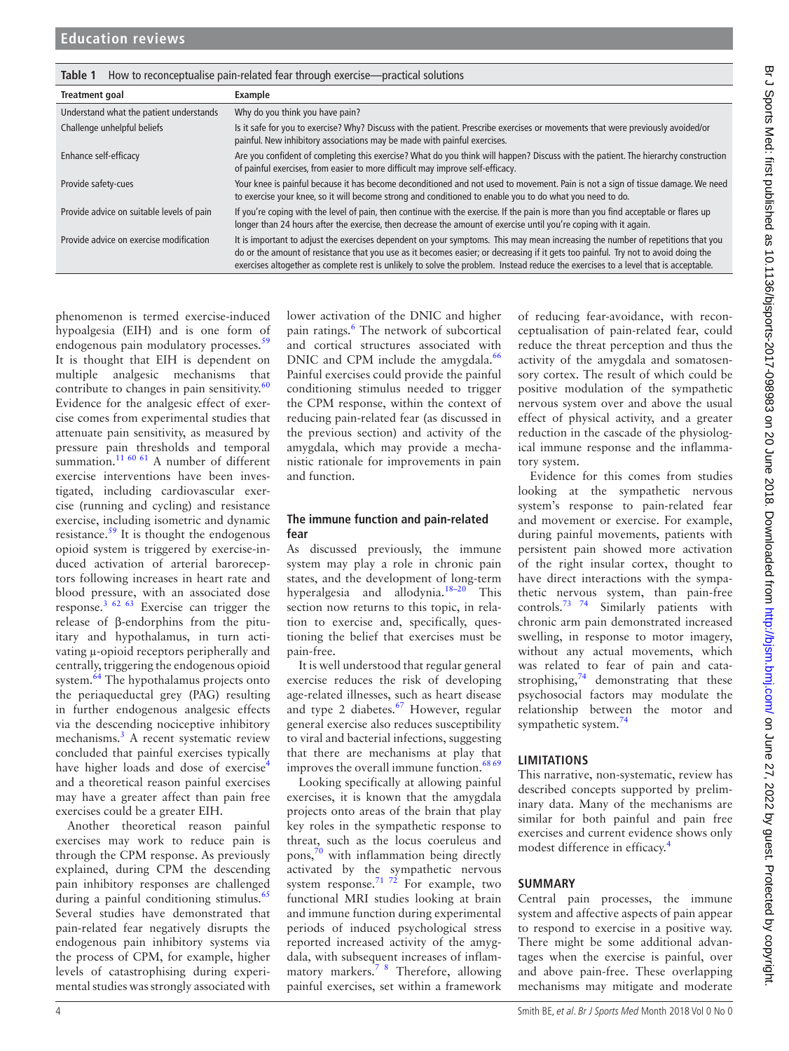**Table 1** How to reconceptualise pain-related fear through exercise—practical solutions

| Treatment goal | Example |
|---|---|
| Understand what the patient understands | Why do you think you have pain? |
| Challenge unhelpful beliefs | Is it safe for you to exercise? Why? Discuss with the patient. Prescribe exercises or movements that were previously avoided/or painful. New inhibitory associations may be made with painful exercises. |
| Enhance self-efficacy | Are you confident of completing this exercise? What do you think will happen? Discuss with the patient. The hierarchy construction of painful exercises, from easier to more difficult may improve self-efficacy. |
| Provide safety-cues | Your knee is painful because it has become deconditioned and not used to movement. Pain is not a sign of tissue damage. We need to exercise your knee, so it will become strong and conditioned to enable you to do what you need to do. |
| Provide advice on suitable levels of pain | If you're coping with the level of pain, then continue with the exercise. If the pain is more than you find acceptable or flares up longer than 24 hours after the exercise, then decrease the amount of exercise until you're coping with it again. |
| Provide advice on exercise modification | It is important to adjust the exercises dependent on your symptoms. This may mean increasing the number of repetitions that you do or the amount of resistance that you use as it becomes easier; or decreasing if it gets too painful. Try not to avoid doing the exercises altogether as complete rest is unlikely to solve the problem. Instead reduce the exercises to a level that is acceptable. |

phenomenon is termed exercise-induced hypoalgesia (EIH) and is one form of endogenous pain modulatory processes.[59] It is thought that EIH is dependent on multiple analgesic mechanisms that contribute to changes in pain sensitivity.[60] Evidence for the analgesic effect of exercise comes from experimental studies that attenuate pain sensitivity, as measured by pressure pain thresholds and temporal summation.[11 60 61] A number of different exercise interventions have been investigated, including cardiovascular exercise (running and cycling) and resistance exercise, including isometric and dynamic resistance.[59] It is thought the endogenous opioid system is triggered by exercise-induced activation of arterial baroreceptors following increases in heart rate and blood pressure, with an associated dose response.[3 62 63] Exercise can trigger the release of β-endorphins from the pituitary and hypothalamus, in turn activating μ-opioid receptors peripherally and centrally, triggering the endogenous opioid system.[64] The hypothalamus projects onto the periaqueductal grey (PAG) resulting in further endogenous analgesic effects via the descending nociceptive inhibitory mechanisms.[3] A recent systematic review concluded that painful exercises typically have higher loads and dose of exercise[4] and a theoretical reason painful exercises may have a greater affect than pain free exercises could be a greater EIH.

Another theoretical reason painful exercises may work to reduce pain is through the CPM response. As previously explained, during CPM the descending pain inhibitory responses are challenged during a painful conditioning stimulus.[65] Several studies have demonstrated that pain-related fear negatively disrupts the endogenous pain inhibitory systems via the process of CPM, for example, higher levels of catastrophising during experimental studies was strongly associated with lower activation of the DNIC and higher pain ratings.[6] The network of subcortical and cortical structures associated with DNIC and CPM include the amygdala.[66] Painful exercises could provide the painful conditioning stimulus needed to trigger the CPM response, within the context of reducing pain-related fear (as discussed in the previous section) and activity of the amygdala, which may provide a mechanistic rationale for improvements in pain and function.

### The immune function and pain-related fear

As discussed previously, the immune system may play a role in chronic pain states, and the development of long-term hyperalgesia and allodynia.[18–20] This section now returns to this topic, in relation to exercise and, specifically, questioning the belief that exercises must be pain-free.

It is well understood that regular general exercise reduces the risk of developing age-related illnesses, such as heart disease and type 2 diabetes.[67] However, regular general exercise also reduces susceptibility to viral and bacterial infections, suggesting that there are mechanisms at play that improves the overall immune function.[68 69]

Looking specifically at allowing painful exercises, it is known that the amygdala projects onto areas of the brain that play key roles in the sympathetic response to threat, such as the locus coeruleus and pons,[70] with inflammation being directly activated by the sympathetic nervous system response.[71 72] For example, two functional MRI studies looking at brain and immune function during experimental periods of induced psychological stress reported increased activity of the amygdala, with subsequent increases of inflammatory markers.[7 8] Therefore, allowing painful exercises, set within a framework of reducing fear-avoidance, with reconceptualisation of pain-related fear, could reduce the threat perception and thus the activity of the amygdala and somatosensory cortex. The result of which could be positive modulation of the sympathetic nervous system over and above the usual effect of physical activity, and a greater reduction in the cascade of the physiological immune response and the inflammatory system.

Evidence for this comes from studies looking at the sympathetic nervous system's response to pain-related fear and movement or exercise. For example, during painful movements, patients with persistent pain showed more activation of the right insular cortex, thought to have direct interactions with the sympathetic nervous system, than pain-free controls.[73 74] Similarly patients with chronic arm pain demonstrated increased swelling, in response to motor imagery, without any actual movements, which was related to fear of pain and catastrophising,[74] demonstrating that these psychosocial factors may modulate the relationship between the motor and sympathetic system.[74]

## LIMITATIONS

This narrative, non-systematic, review has described concepts supported by preliminary data. Many of the mechanisms are similar for both painful and pain free exercises and current evidence shows only modest difference in efficacy.[4]

## SUMMARY

Central pain processes, the immune system and affective aspects of pain appear to respond to exercise in a positive way. There might be some additional advantages when the exercise is painful, over and above pain-free. These overlapping mechanisms may mitigate and moderate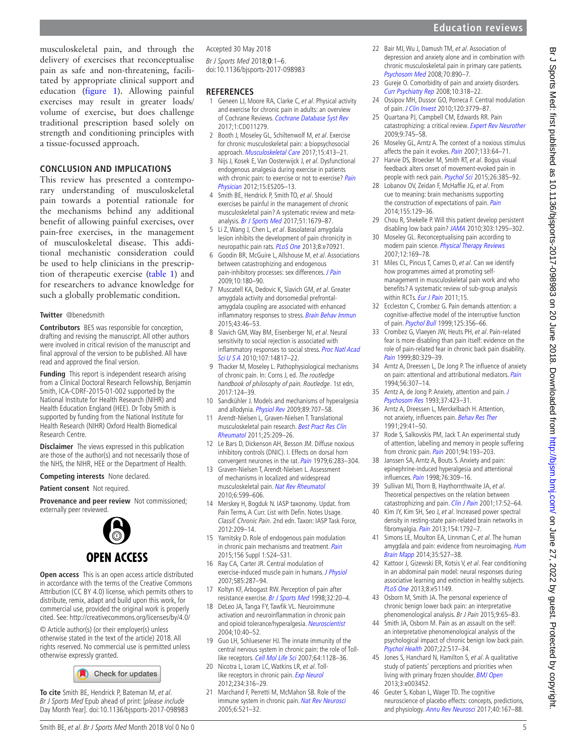musculoskeletal pain, and through the delivery of exercises that reconceptualise pain as safe and non-threatening, facilitated by appropriate clinical support and education (figure 1). Allowing painful exercises may result in greater loads/volume of exercise, but does challenge traditional prescription based solely on strength and conditioning principles with a tissue-focussed approach.

## CONCLUSION AND IMPLICATIONS

This review has presented a contemporary understanding of musculoskeletal pain towards a potential rationale for the mechanisms behind any additional benefit of allowing painful exercises, over pain-free exercises, in the management of musculoskeletal disease. This additional mechanistic consideration could be used to help clinicians in the prescription of therapeutic exercise (table 1) and for researchers to advance knowledge for such a globally problematic condition.

**Twitter** @benedsmith

**Contributors** BES was responsible for conception, drafting and revising the manuscript. All other authors were involved in critical revision of the manuscript and final approval of the version to be published. All have read and approved the final version.

**Funding** This report is independent research arising from a Clinical Doctoral Research Fellowship, Benjamin Smith, ICA-CDRF-2015-01-002 supported by the National Institute for Health Research (NIHR) and Health Education England (HEE). Dr Toby Smith is supported by funding from the National Institute for Health Research (NIHR) Oxford Health Biomedical Research Centre.

**Disclaimer** The views expressed in this publication are those of the author(s) and not necessarily those of the NHS, the NIHR, HEE or the Department of Health.

**Competing interests** None declared.

**Patient consent** Not required.

**Provenance and peer review** Not commissioned; externally peer reviewed.

**OPEN ACCESS**

**Open access** This is an open access article distributed in accordance with the terms of the Creative Commons Attribution (CC BY 4.0) license, which permits others to distribute, remix, adapt and build upon this work, for commercial use, provided the original work is properly cited. See: http://creativecommons.org/licenses/by/4.0/

© Article author(s) (or their employer(s) unless otherwise stated in the text of the article) 2018. All rights reserved. No commercial use is permitted unless otherwise expressly granted.

Check for updates

**To cite** Smith BE, Hendrick P, Bateman M, *et al*. *Br J Sports Med* Epub ahead of print: [*please include* Day Month Year]. doi:10.1136/bjsports-2017-098983

Accepted 30 May 2018

*Br J Sports Med* 2018;**0**:1–6.
doi:10.1136/bjsports-2017-098983

## REFERENCES

1. Geneen LJ, Moore RA, Clarke C, *et al*. Physical activity and exercise for chronic pain in adults: an overview of Cochrane Reviews. *Cochrane Database Syst Rev* 2017;1:CD011279.
2. Booth J, Moseley GL, Schiltenwolf M, *et al*. Exercise for chronic musculoskeletal pain: a biopsychosocial approach. *Musculoskeletal Care* 2017;15:413–21.
3. Nijs J, Kosek E, Van Oosterwijck J, *et al*. Dysfunctional endogenous analgesia during exercise in patients with chronic pain: to exercise or not to exercise? *Pain Physician* 2012;15:ES205–13.
4. Smith BE, Hendrick P, Smith TO, *et al*. Should exercises be painful in the management of chronic musculoskeletal pain? A systematic review and meta-analysis. *Br J Sports Med* 2017;51:1679–87.
5. Li Z, Wang J, Chen L, *et al*. Basolateral amygdala lesion inhibits the development of pain chronicity in neuropathic pain rats. *PLoS One* 2013;8:e70921.
6. Goodin BR, McGuire L, Allshouse M, *et al*. Associations between catastrophizing and endogenous pain-inhibitory processes: sex differences. *J Pain* 2009;10:180–90.
7. Muscatell KA, Dedovic K, Slavich GM, *et al*. Greater amygdala activity and dorsomedial prefrontal-amygdala coupling are associated with enhanced inflammatory responses to stress. *Brain Behav Immun* 2015;43:46–53.
8. Slavich GM, Way BM, Eisenberger NI, *et al*. Neural sensitivity to social rejection is associated with inflammatory responses to social stress. *Proc Natl Acad Sci U S A* 2010;107:14817–22.
9. Thacker M, Moseley L. Pathophysiological mechanisms of chronic pain. In: Corns J, ed. *The routledge handbook of philosophy of pain. Routledge*. 1st edn, 2017:124–39.
10. Sandkühler J. Models and mechanisms of hyperalgesia and allodynia. *Physiol Rev* 2009;89:707–58.
11. Arendt-Nielsen L, Graven-Nielsen T. Translational musculoskeletal pain research. *Best Pract Res Clin Rheumatol* 2011;25:209–26.
12. Le Bars D, Dickenson AH, Besson JM. Diffuse noxious inhibitory controls (DNIC). I. Effects on dorsal horn convergent neurones in the rat. *Pain* 1979;6:283–304.
13. Graven-Nielsen T, Arendt-Nielsen L. Assessment of mechanisms in localized and widespread musculoskeletal pain. *Nat Rev Rheumatol* 2010;6:599–606.
14. Merskey H, Bogduk N. IASP taxonomy. Updat. from Pain Terms, A Curr. List with Defin. Notes Usage. *Classif. Chronic Pain*. 2nd edn. Taxon: IASP Task Force, 2012:209–14.
15. Yarnitsky D. Role of endogenous pain modulation in chronic pain mechanisms and treatment. *Pain* 2015;156 Suppl 1:S24–S31.
16. Ray CA, Carter JR. Central modulation of exercise-induced muscle pain in humans. *J Physiol* 2007;585:287–94.
17. Koltyn KF, Arbogast RW. Perception of pain after resistance exercise. *Br J Sports Med* 1998;32:20–4.
18. DeLeo JA, Tanga FY, Tawfik VL. Neuroimmune activation and neuroinflammation in chronic pain and opioid tolerance/hyperalgesia. *Neuroscientist* 2004;10:40–52.
19. Guo LH, Schluesener HJ. The innate immunity of the central nervous system in chronic pain: the role of Toll-like receptors. *Cell Mol Life Sci* 2007;64:1128–36.
20. Nicotra L, Loram LC, Watkins LR, *et al*. Toll-like receptors in chronic pain. *Exp Neurol* 2012;234:316–29.
21. Marchand F, Perretti M, McMahon SB. Role of the immune system in chronic pain. *Nat Rev Neurosci* 2005;6:521–32.
22. Bair MJ, Wu J, Damush TM, *et al*. Association of depression and anxiety alone and in combination with chronic musculoskeletal pain in primary care patients. *Psychosom Med* 2008;70:890–7.
23. Gureje O. Comorbidity of pain and anxiety disorders. *Curr Psychiatry Rep* 2008;10:318–22.
24. Ossipov MH, Dussor GO, Porreca F. Central modulation of pain. *J Clin Invest* 2010;120:3779–87.
25. Quartana PJ, Campbell CM, Edwards RR. Pain catastrophizing: a critical review. *Expert Rev Neurother* 2009;9:745–58.
26. Moseley GL, Arntz A. The context of a noxious stimulus affects the pain it evokes. *Pain* 2007;133:64–71.
27. Harvie DS, Broecker M, Smith RT, *et al*. Bogus visual feedback alters onset of movement-evoked pain in people with neck pain. *Psychol Sci* 2015;26:385–92.
28. Lobanov OV, Zeidan F, McHaffie JG, *et al*. From cue to meaning: brain mechanisms supporting the construction of expectations of pain. *Pain* 2014;155:129–36.
29. Chou R, Shekelle P. Will this patient develop persistent disabling low back pain? *JAMA* 2010;303:1295–302.
30. Moseley GL. Reconceptualising pain according to modern pain science. *Physical Therapy Reviews* 2007;12:169–78.
31. Miles CL, Pincus T, Carnes D, *et al*. Can we identify how programmes aimed at promoting self-management in musculoskeletal pain work and who benefits? A systematic review of sub-group analysis within RCTs. *Eur J Pain* 2011;15.
32. Eccleston C, Crombez G. Pain demands attention: a cognitive-affective model of the interruptive function of pain. *Psychol Bull* 1999;125:356–66.
33. Crombez G, Vlaeyen JW, Heuts PH, *et al*. Pain-related fear is more disabling than pain itself: evidence on the role of pain-related fear in chronic back pain disability. *Pain* 1999;80:329–39.
34. Arntz A, Dreessen L, De Jong P. The influence of anxiety on pain: attentional and attributional mediators. *Pain* 1994;56:307–14.
35. Arntz A, de Jong P. Anxiety, attention and pain. *J Psychosom Res* 1993;37:423–31.
36. Arntz A, Dreessen L, Merckelbach H. Attention, not anxiety, influences pain. *Behav Res Ther* 1991;29:41–50.
37. Rode S, Salkovskis PM, Jack T. An experimental study of attention, labelling and memory in people suffering from chronic pain. *Pain* 2001;94:193–203.
38. Janssen SA, Arntz A, Bouts S. Anxiety and pain: epinephrine-induced hyperalgesia and attentional influences. *Pain* 1998;76:309–16.
39. Sullivan MJ, Thorn B, Haythornthwaite JA, *et al*. Theoretical perspectives on the relation between catastrophizing and pain. *Clin J Pain* 2001;17:52–64.
40. Kim JY, Kim SH, Seo J, *et al*. Increased power spectral density in resting-state pain-related brain networks in fibromyalgia. *Pain* 2013;154:1792–7.
41. Simons LE, Moulton EA, Linnman C, *et al*. The human amygdala and pain: evidence from neuroimaging. *Hum Brain Mapp* 2014;35:527–38.
42. Kattoor J, Gizewski ER, Kotsis V, *et al*. Fear conditioning in an abdominal pain model: neural responses during associative learning and extinction in healthy subjects. *PLoS One* 2013;8:e51149.
43. Osborn M, Smith JA. The personal experience of chronic benign lower back pain: an interpretative phenomenological analysis. *Br J Pain* 2015;9:65–83.
44. Smith JA, Osborn M. Pain as an assault on the self: an interpretative phenomenological analysis of the psychological impact of chronic benign low back pain. *Psychol Health* 2007;22:517–34.
45. Jones S, Hanchard N, Hamilton S, *et al*. A qualitative study of patients' perceptions and priorities when living with primary frozen shoulder. *BMJ Open* 2013;3:e003452.
46. Geuter S, Koban L, Wager TD. The cognitive neuroscience of placebo effects: concepts, predictions, and physiology. *Annu Rev Neurosci* 2017;40:167–88.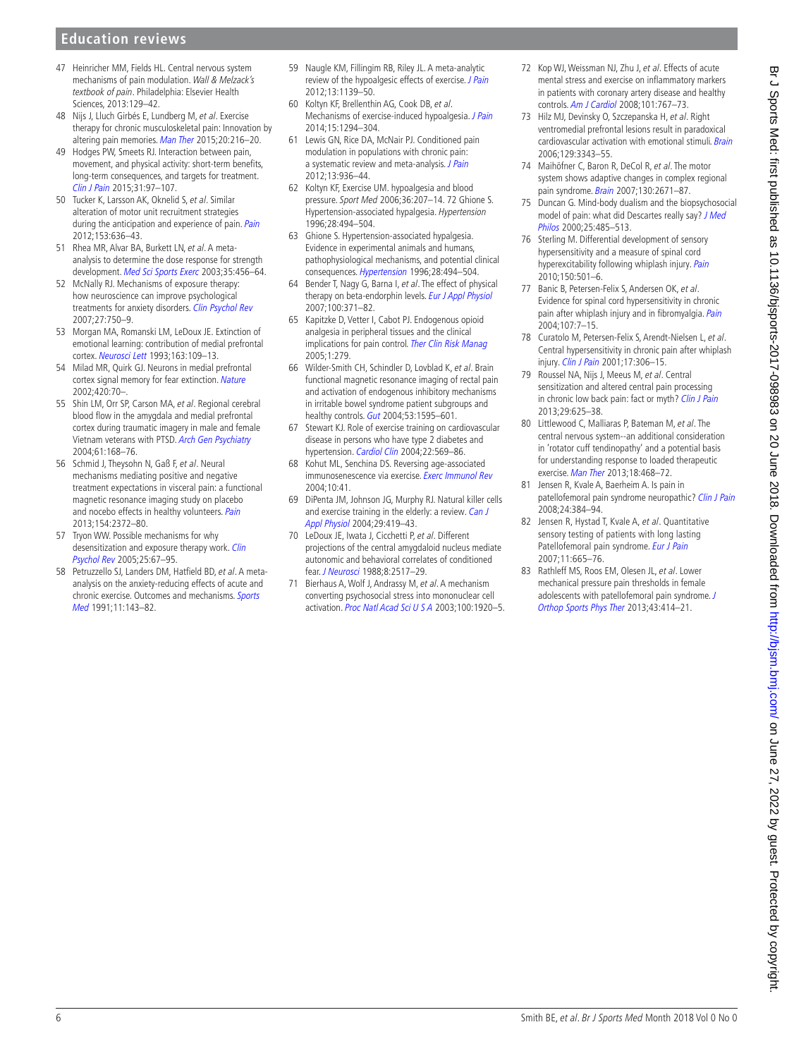47 Heinricher MM, Fields HL. Central nervous system mechanisms of pain modulation. *Wall & Melzack's textbook of pain*. Philadelphia: Elsevier Health Sciences, 2013:129–42.

48 Nijs J, Lluch Girbés E, Lundberg M, *et al*. Exercise therapy for chronic musculoskeletal pain: Innovation by altering pain memories. *Man Ther* 2015;20:216–20.

49 Hodges PW, Smeets RJ. Interaction between pain, movement, and physical activity: short-term benefits, long-term consequences, and targets for treatment. *Clin J Pain* 2015;31:97–107.

50 Tucker K, Larsson AK, Oknelid S, *et al*. Similar alteration of motor unit recruitment strategies during the anticipation and experience of pain. *Pain* 2012;153:636–43.

51 Rhea MR, Alvar BA, Burkett LN, *et al*. A meta-analysis to determine the dose response for strength development. *Med Sci Sports Exerc* 2003;35:456–64.

52 McNally RJ. Mechanisms of exposure therapy: how neuroscience can improve psychological treatments for anxiety disorders. *Clin Psychol Rev* 2007;27:750–9.

53 Morgan MA, Romanski LM, LeDoux JE. Extinction of emotional learning: contribution of medial prefrontal cortex. *Neurosci Lett* 1993;163:109–13.

54 Milad MR, Quirk GJ. Neurons in medial prefrontal cortex signal memory for fear extinction. *Nature* 2002;420:70–.

55 Shin LM, Orr SP, Carson MA, *et al*. Regional cerebral blood flow in the amygdala and medial prefrontal cortex during traumatic imagery in male and female Vietnam veterans with PTSD. *Arch Gen Psychiatry* 2004;61:168–76.

56 Schmid J, Theysohn N, Gaß F, *et al*. Neural mechanisms mediating positive and negative treatment expectations in visceral pain: a functional magnetic resonance imaging study on placebo and nocebo effects in healthy volunteers. *Pain* 2013;154:2372–80.

57 Tryon WW. Possible mechanisms for why desensitization and exposure therapy work. *Clin Psychol Rev* 2005;25:67–95.

58 Petruzzello SJ, Landers DM, Hatfield BD, *et al*. A meta-analysis on the anxiety-reducing effects of acute and chronic exercise. Outcomes and mechanisms. *Sports Med* 1991;11:143–82.

59 Naugle KM, Fillingim RB, Riley JL. A meta-analytic review of the hypoalgesic effects of exercise. *J Pain* 2012;13:1139–50.

60 Koltyn KF, Brellenthin AG, Cook DB, *et al*. Mechanisms of exercise-induced hypoalgesia. *J Pain* 2014;15:1294–304.

61 Lewis GN, Rice DA, McNair PJ. Conditioned pain modulation in populations with chronic pain: a systematic review and meta-analysis. *J Pain* 2012;13:936–44.

62 Koltyn KF, Exercise UM. hypoalgesia and blood pressure. *Sport Med* 2006;36:207–14. 72 Ghione S. Hypertension-associated hypalgesia. *Hypertension* 1996;28:494–504.

63 Ghione S. Hypertension-associated hypalgesia. Evidence in experimental animals and humans, pathophysiological mechanisms, and potential clinical consequences. *Hypertension* 1996;28:494–504.

64 Bender T, Nagy G, Barna I, *et al*. The effect of physical therapy on beta-endorphin levels. *Eur J Appl Physiol* 2007;100:371–82.

65 Kapitzke D, Vetter I, Cabot PJ. Endogenous opioid analgesia in peripheral tissues and the clinical implications for pain control. *Ther Clin Risk Manag* 2005;1:279.

66 Wilder-Smith CH, Schindler D, Lovblad K, *et al*. Brain functional magnetic resonance imaging of rectal pain and activation of endogenous inhibitory mechanisms in irritable bowel syndrome patient subgroups and healthy controls. *Gut* 2004;53:1595–601.

67 Stewart KJ. Role of exercise training on cardiovascular disease in persons who have type 2 diabetes and hypertension. *Cardiol Clin* 2004;22:569–86.

68 Kohut ML, Senchina DS. Reversing age-associated immunosenescence via exercise. *Exerc Immunol Rev* 2004;10:41.

69 DiPenta JM, Johnson JG, Murphy RJ. Natural killer cells and exercise training in the elderly: a review. *Can J Appl Physiol* 2004;29:419–43.

70 LeDoux JE, Iwata J, Cicchetti P, *et al*. Different projections of the central amygdaloid nucleus mediate autonomic and behavioral correlates of conditioned fear. *J Neurosci* 1988;8:2517–29.

71 Bierhaus A, Wolf J, Andrassy M, *et al*. A mechanism converting psychosocial stress into mononuclear cell activation. *Proc Natl Acad Sci U S A* 2003;100:1920–5.

72 Kop WJ, Weissman NJ, Zhu J, *et al*. Effects of acute mental stress and exercise on inflammatory markers in patients with coronary artery disease and healthy controls. *Am J Cardiol* 2008;101:767–73.

73 Hilz MJ, Devinsky O, Szczepanska H, *et al*. Right ventromedial prefrontal lesions result in paradoxical cardiovascular activation with emotional stimuli. *Brain* 2006;129:3343–55.

74 Maihöfner C, Baron R, DeCol R, *et al*. The motor system shows adaptive changes in complex regional pain syndrome. *Brain* 2007;130:2671–87.

75 Duncan G. Mind-body dualism and the biopsychosocial model of pain: what did Descartes really say? *J Med Philos* 2000;25:485–513.

76 Sterling M. Differential development of sensory hypersensitivity and a measure of spinal cord hyperexcitability following whiplash injury. *Pain* 2010;150:501–6.

77 Banic B, Petersen-Felix S, Andersen OK, *et al*. Evidence for spinal cord hypersensitivity in chronic pain after whiplash injury and in fibromyalgia. *Pain* 2004;107:7–15.

78 Curatolo M, Petersen-Felix S, Arendt-Nielsen L, *et al*. Central hypersensitivity in chronic pain after whiplash injury. *Clin J Pain* 2001;17:306–15.

79 Roussel NA, Nijs J, Meeus M, *et al*. Central sensitization and altered central pain processing in chronic low back pain: fact or myth? *Clin J Pain* 2013;29:625–38.

80 Littlewood C, Malliaras P, Bateman M, *et al*. The central nervous system--an additional consideration in 'rotator cuff tendinopathy' and a potential basis for understanding response to loaded therapeutic exercise. *Man Ther* 2013;18:468–72.

81 Jensen R, Kvale A, Baerheim A. Is pain in patellofemoral pain syndrome neuropathic? *Clin J Pain* 2008;24:384–94.

82 Jensen R, Hystad T, Kvale A, *et al*. Quantitative sensory testing of patients with long lasting Patellofemoral pain syndrome. *Eur J Pain* 2007;11:665–76.

83 Rathleff MS, Roos EM, Olesen JL, *et al*. Lower mechanical pressure pain thresholds in female adolescents with patellofemoral pain syndrome. *J Orthop Sports Phys Ther* 2013;43:414–21.